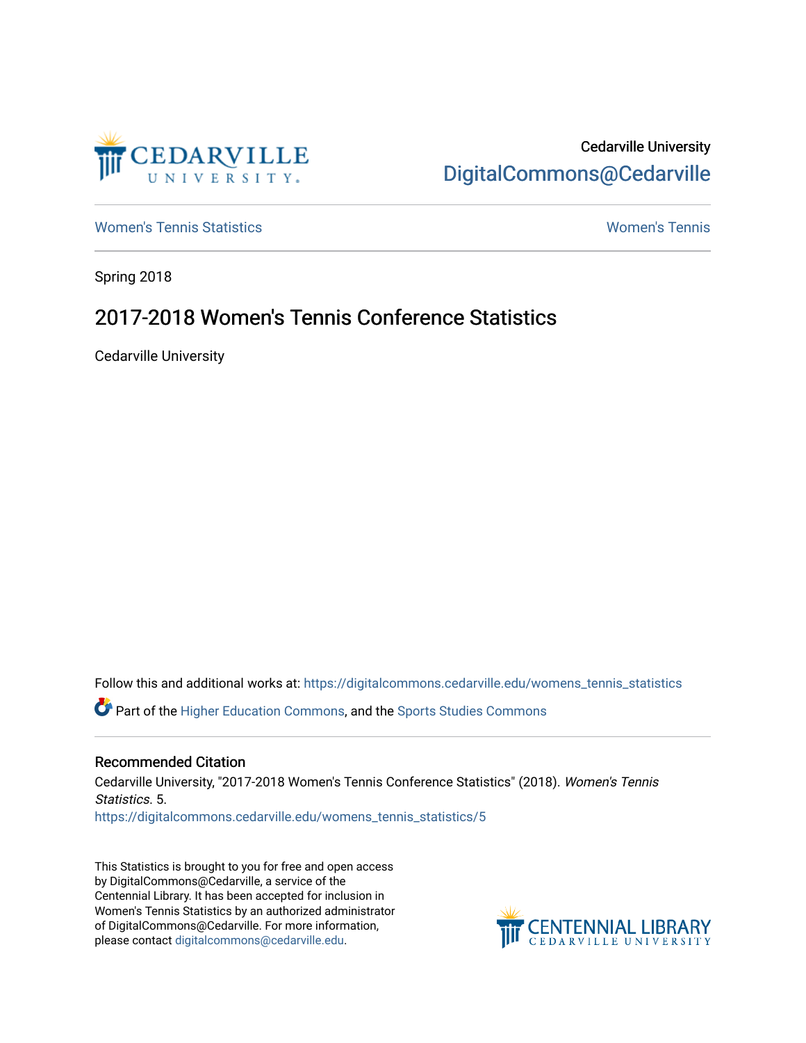Cedarville University

[DigitalCommons@Cedarville](https://digitalcommons.cedarville.edu)

[Women's Tennis Statistics](https://digitalcommons.cedarville.edu/womens_tennis_statistics) | [Women's Tennis](https://digitalcommons.cedarville.edu/womens_tennis)

Spring 2018

# 2017-2018 Women's Tennis Conference Statistics

Cedarville University

Follow this and additional works at: https://digitalcommons.cedarville.edu/womens_tennis_statistics

Part of the Higher Education Commons, and the Sports Studies Commons

## Recommended Citation

Cedarville University, "2017-2018 Women's Tennis Conference Statistics" (2018). *Women's Tennis Statistics*. 5.
https://digitalcommons.cedarville.edu/womens_tennis_statistics/5

This Statistics is brought to you for free and open access by DigitalCommons@Cedarville, a service of the Centennial Library. It has been accepted for inclusion in Women's Tennis Statistics by an authorized administrator of DigitalCommons@Cedarville. For more information, please contact digitalcommons@cedarville.edu.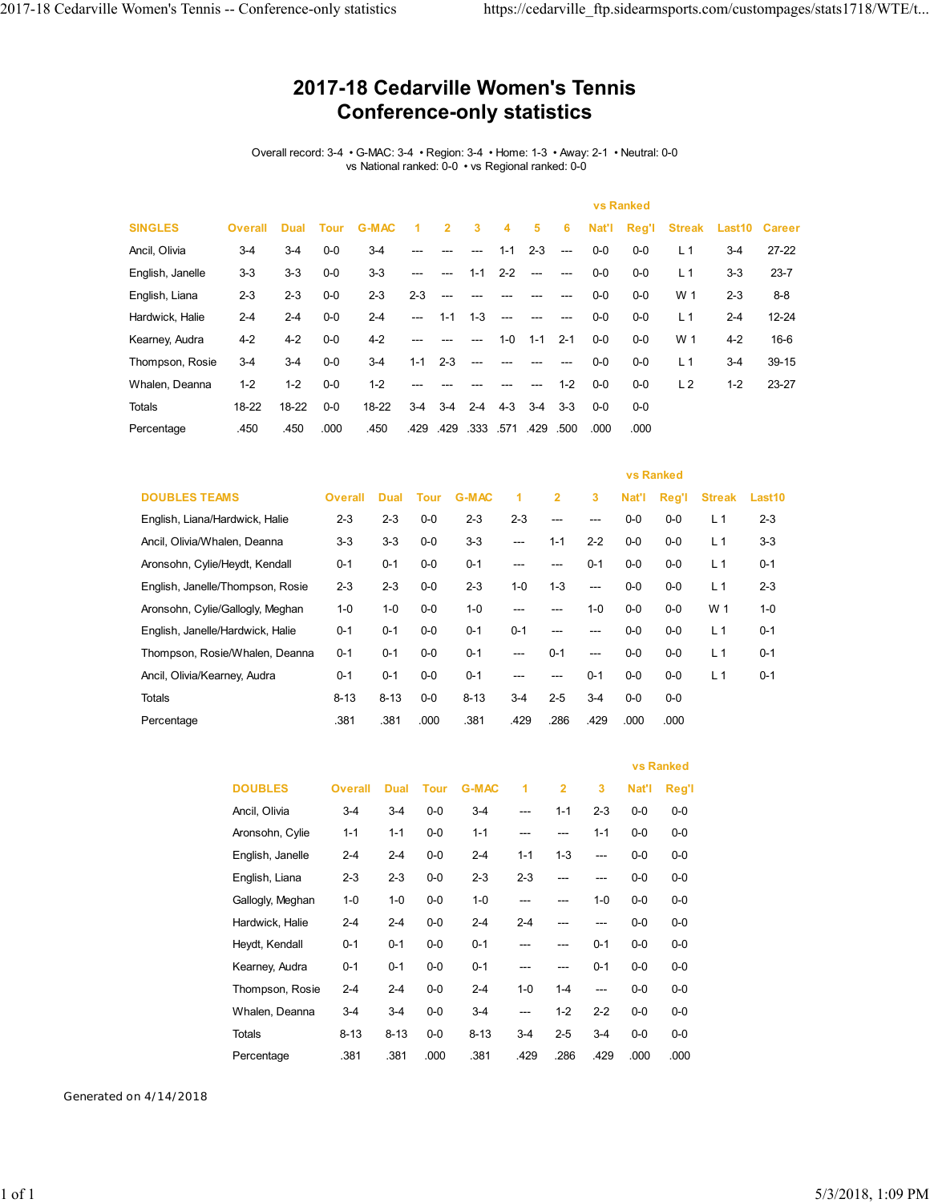# 2017-18 Cedarville Women's Tennis
# Conference-only statistics

Overall record: 3-4 • G-MAC: 3-4 • Region: 3-4 • Home: 1-3 • Away: 2-1 • Neutral: 0-0
vs National ranked: 0-0 • vs Regional ranked: 0-0

| | | | | | | | | | | | vs Ranked | | | | |
|---|---|---|---|---|---|---|---|---|---|---|---|---|---|---|---|
| SINGLES | Overall | Dual | Tour | G-MAC | 1 | 2 | 3 | 4 | 5 | 6 | Nat'l | Reg'l | Streak | Last10 | Career |
| Ancil, Olivia | 3-4 | 3-4 | 0-0 | 3-4 | --- | --- | --- | 1-1 | 2-3 | --- | 0-0 | 0-0 | L 1 | 3-4 | 27-22 |
| English, Janelle | 3-3 | 3-3 | 0-0 | 3-3 | --- | --- | 1-1 | 2-2 | --- | --- | 0-0 | 0-0 | L 1 | 3-3 | 23-7 |
| English, Liana | 2-3 | 2-3 | 0-0 | 2-3 | 2-3 | --- | --- | --- | --- | --- | 0-0 | 0-0 | W 1 | 2-3 | 8-8 |
| Hardwick, Halie | 2-4 | 2-4 | 0-0 | 2-4 | --- | 1-1 | 1-3 | --- | --- | --- | 0-0 | 0-0 | L 1 | 2-4 | 12-24 |
| Kearney, Audra | 4-2 | 4-2 | 0-0 | 4-2 | --- | --- | --- | 1-0 | 1-1 | 2-1 | 0-0 | 0-0 | W 1 | 4-2 | 16-6 |
| Thompson, Rosie | 3-4 | 3-4 | 0-0 | 3-4 | 1-1 | 2-3 | --- | --- | --- | --- | 0-0 | 0-0 | L 1 | 3-4 | 39-15 |
| Whalen, Deanna | 1-2 | 1-2 | 0-0 | 1-2 | --- | --- | --- | --- | --- | 1-2 | 0-0 | 0-0 | L 2 | 1-2 | 23-27 |
| Totals | 18-22 | 18-22 | 0-0 | 18-22 | 3-4 | 3-4 | 2-4 | 4-3 | 3-4 | 3-3 | 0-0 | 0-0 | | | |
| Percentage | .450 | .450 | .000 | .450 | .429 | .429 | .333 | .571 | .429 | .500 | .000 | .000 | | | |

| | | | | | | | | vs Ranked | | | |
|---|---|---|---|---|---|---|---|---|---|---|---|
| DOUBLES TEAMS | Overall | Dual | Tour | G-MAC | 1 | 2 | 3 | Nat'l | Reg'l | Streak | Last10 |
| English, Liana/Hardwick, Halie | 2-3 | 2-3 | 0-0 | 2-3 | 2-3 | --- | --- | 0-0 | 0-0 | L 1 | 2-3 |
| Ancil, Olivia/Whalen, Deanna | 3-3 | 3-3 | 0-0 | 3-3 | --- | 1-1 | 2-2 | 0-0 | 0-0 | L 1 | 3-3 |
| Aronsohn, Cylie/Heydt, Kendall | 0-1 | 0-1 | 0-0 | 0-1 | --- | --- | 0-1 | 0-0 | 0-0 | L 1 | 0-1 |
| English, Janelle/Thompson, Rosie | 2-3 | 2-3 | 0-0 | 2-3 | 1-0 | 1-3 | --- | 0-0 | 0-0 | L 1 | 2-3 |
| Aronsohn, Cylie/Gallogly, Meghan | 1-0 | 1-0 | 0-0 | 1-0 | --- | --- | 1-0 | 0-0 | 0-0 | W 1 | 1-0 |
| English, Janelle/Hardwick, Halie | 0-1 | 0-1 | 0-0 | 0-1 | 0-1 | --- | --- | 0-0 | 0-0 | L 1 | 0-1 |
| Thompson, Rosie/Whalen, Deanna | 0-1 | 0-1 | 0-0 | 0-1 | --- | 0-1 | --- | 0-0 | 0-0 | L 1 | 0-1 |
| Ancil, Olivia/Kearney, Audra | 0-1 | 0-1 | 0-0 | 0-1 | --- | --- | 0-1 | 0-0 | 0-0 | L 1 | 0-1 |
| Totals | 8-13 | 8-13 | 0-0 | 8-13 | 3-4 | 2-5 | 3-4 | 0-0 | 0-0 | | |
| Percentage | .381 | .381 | .000 | .381 | .429 | .286 | .429 | .000 | .000 | | |

| | | | | | | | | vs Ranked | |
|---|---|---|---|---|---|---|---|---|---|
| DOUBLES | Overall | Dual | Tour | G-MAC | 1 | 2 | 3 | Nat'l | Reg'l |
| Ancil, Olivia | 3-4 | 3-4 | 0-0 | 3-4 | --- | 1-1 | 2-3 | 0-0 | 0-0 |
| Aronsohn, Cylie | 1-1 | 1-1 | 0-0 | 1-1 | --- | --- | 1-1 | 0-0 | 0-0 |
| English, Janelle | 2-4 | 2-4 | 0-0 | 2-4 | 1-1 | 1-3 | --- | 0-0 | 0-0 |
| English, Liana | 2-3 | 2-3 | 0-0 | 2-3 | 2-3 | --- | --- | 0-0 | 0-0 |
| Gallogly, Meghan | 1-0 | 1-0 | 0-0 | 1-0 | --- | --- | 1-0 | 0-0 | 0-0 |
| Hardwick, Halie | 2-4 | 2-4 | 0-0 | 2-4 | 2-4 | --- | --- | 0-0 | 0-0 |
| Heydt, Kendall | 0-1 | 0-1 | 0-0 | 0-1 | --- | --- | 0-1 | 0-0 | 0-0 |
| Kearney, Audra | 0-1 | 0-1 | 0-0 | 0-1 | --- | --- | 0-1 | 0-0 | 0-0 |
| Thompson, Rosie | 2-4 | 2-4 | 0-0 | 2-4 | 1-0 | 1-4 | --- | 0-0 | 0-0 |
| Whalen, Deanna | 3-4 | 3-4 | 0-0 | 3-4 | --- | 1-2 | 2-2 | 0-0 | 0-0 |
| Totals | 8-13 | 8-13 | 0-0 | 8-13 | 3-4 | 2-5 | 3-4 | 0-0 | 0-0 |
| Percentage | .381 | .381 | .000 | .381 | .429 | .286 | .429 | .000 | .000 |

Generated on 4/14/2018